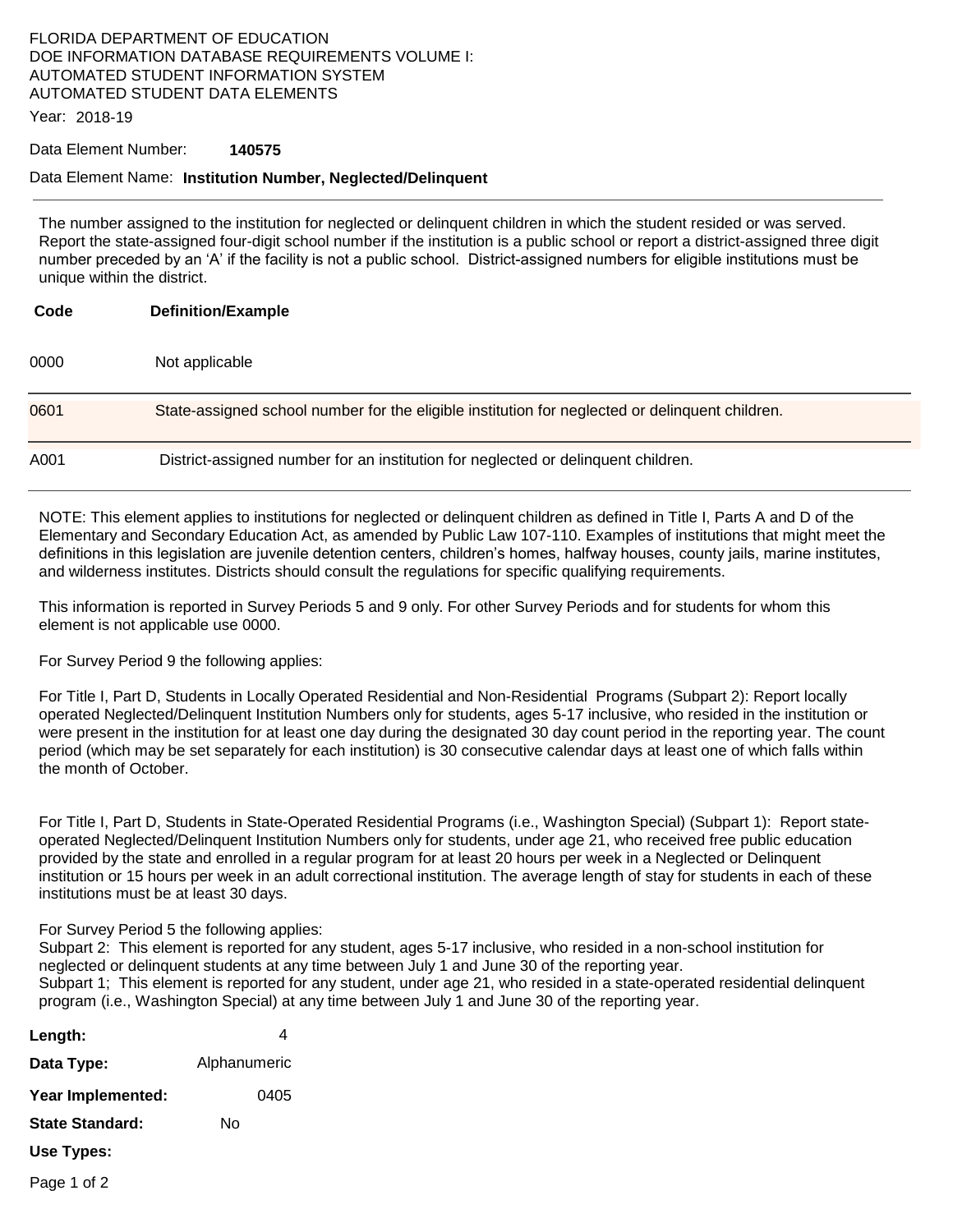FLORIDA DEPARTMENT OF EDUCATION
DOE INFORMATION DATABASE REQUIREMENTS VOLUME I:
AUTOMATED STUDENT INFORMATION SYSTEM
AUTOMATED STUDENT DATA ELEMENTS

Year: 2018-19

Data Element Number: **140575**

Data Element Name: **Institution Number, Neglected/Delinquent**

---

The number assigned to the institution for neglected or delinquent children in which the student resided or was served. Report the state-assigned four-digit school number if the institution is a public school or report a district-assigned three digit number preceded by an 'A' if the facility is not a public school. District-assigned numbers for eligible institutions must be unique within the district.

| Code | Definition/Example |
|---|---|
| 0000 | Not applicable |
| 0601 | State-assigned school number for the eligible institution for neglected or delinquent children. |
| A001 | District-assigned number for an institution for neglected or delinquent children. |

NOTE: This element applies to institutions for neglected or delinquent children as defined in Title I, Parts A and D of the Elementary and Secondary Education Act, as amended by Public Law 107-110. Examples of institutions that might meet the definitions in this legislation are juvenile detention centers, children's homes, halfway houses, county jails, marine institutes, and wilderness institutes. Districts should consult the regulations for specific qualifying requirements.

This information is reported in Survey Periods 5 and 9 only. For other Survey Periods and for students for whom this element is not applicable use 0000.

For Survey Period 9 the following applies:

For Title I, Part D, Students in Locally Operated Residential and Non-Residential Programs (Subpart 2): Report locally operated Neglected/Delinquent Institution Numbers only for students, ages 5-17 inclusive, who resided in the institution or were present in the institution for at least one day during the designated 30 day count period in the reporting year. The count period (which may be set separately for each institution) is 30 consecutive calendar days at least one of which falls within the month of October.

For Title I, Part D, Students in State-Operated Residential Programs (i.e., Washington Special) (Subpart 1): Report state-operated Neglected/Delinquent Institution Numbers only for students, under age 21, who received free public education provided by the state and enrolled in a regular program for at least 20 hours per week in a Neglected or Delinquent institution or 15 hours per week in an adult correctional institution. The average length of stay for students in each of these institutions must be at least 30 days.

For Survey Period 5 the following applies:
Subpart 2: This element is reported for any student, ages 5-17 inclusive, who resided in a non-school institution for neglected or delinquent students at any time between July 1 and June 30 of the reporting year.
Subpart 1; This element is reported for any student, under age 21, who resided in a state-operated residential delinquent program (i.e., Washington Special) at any time between July 1 and June 30 of the reporting year.

**Length:** 4

**Data Type:** Alphanumeric

**Year Implemented:** 0405

**State Standard:** No

**Use Types:**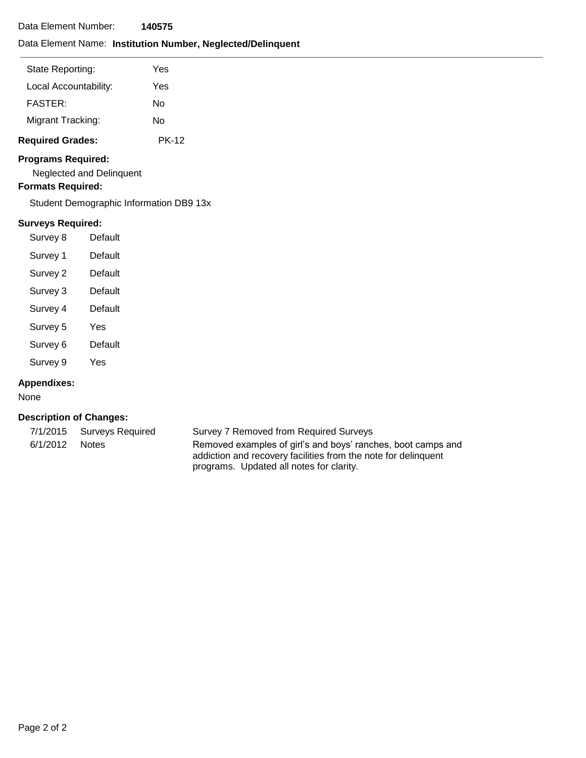Data Element Number: **140575**

Data Element Name: **Institution Number, Neglected/Delinquent**

---

| | |
|---|---|
| State Reporting: | Yes |
| Local Accountability: | Yes |
| FASTER: | No |
| Migrant Tracking: | No |

**Required Grades:** PK-12

**Programs Required:**

Neglected and Delinquent

**Formats Required:**

Student Demographic Information DB9 13x

**Surveys Required:**

| | |
|---|---|
| Survey 8 | Default |
| Survey 1 | Default |
| Survey 2 | Default |
| Survey 3 | Default |
| Survey 4 | Default |
| Survey 5 | Yes |
| Survey 6 | Default |
| Survey 9 | Yes |

**Appendixes:**

None

**Description of Changes:**

| | | |
|---|---|---|
| 7/1/2015 | Surveys Required | Survey 7 Removed from Required Surveys |
| 6/1/2012 | Notes | Removed examples of girl's and boys' ranches, boot camps and addiction and recovery facilities from the note for delinquent programs. Updated all notes for clarity. |